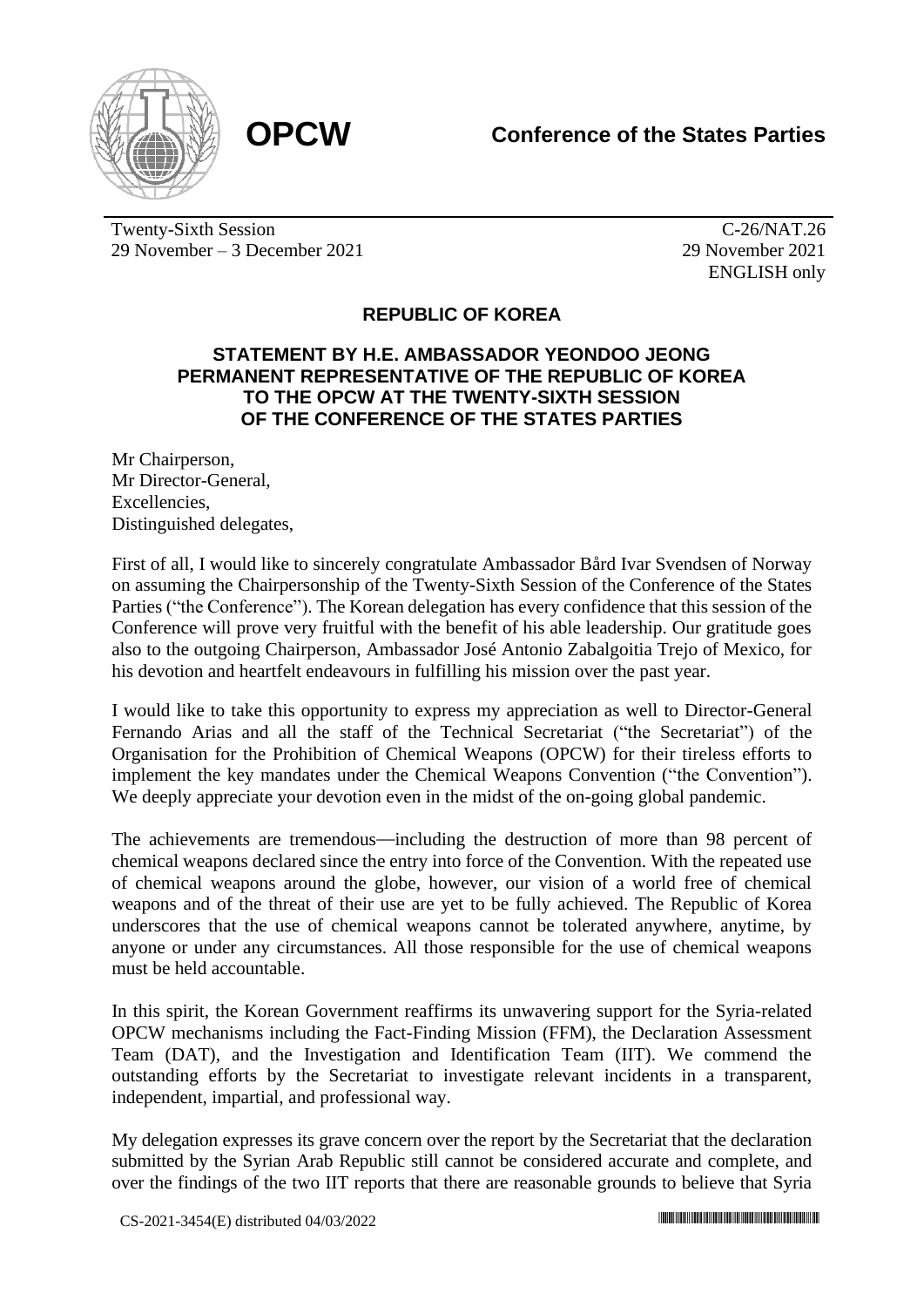**OPCW**

**Conference of the States Parties**

Twenty-Sixth Session
29 November – 3 December 2021

C-26/NAT.26
29 November 2021
ENGLISH only

## REPUBLIC OF KOREA

### STATEMENT BY H.E. AMBASSADOR YEONDOO JEONG PERMANENT REPRESENTATIVE OF THE REPUBLIC OF KOREA TO THE OPCW AT THE TWENTY-SIXTH SESSION OF THE CONFERENCE OF THE STATES PARTIES

Mr Chairperson,
Mr Director-General,
Excellencies,
Distinguished delegates,

First of all, I would like to sincerely congratulate Ambassador Bård Ivar Svendsen of Norway on assuming the Chairpersonship of the Twenty-Sixth Session of the Conference of the States Parties ("the Conference"). The Korean delegation has every confidence that this session of the Conference will prove very fruitful with the benefit of his able leadership. Our gratitude goes also to the outgoing Chairperson, Ambassador José Antonio Zabalgoitia Trejo of Mexico, for his devotion and heartfelt endeavours in fulfilling his mission over the past year.

I would like to take this opportunity to express my appreciation as well to Director-General Fernando Arias and all the staff of the Technical Secretariat ("the Secretariat") of the Organisation for the Prohibition of Chemical Weapons (OPCW) for their tireless efforts to implement the key mandates under the Chemical Weapons Convention ("the Convention"). We deeply appreciate your devotion even in the midst of the on-going global pandemic.

The achievements are tremendous—including the destruction of more than 98 percent of chemical weapons declared since the entry into force of the Convention. With the repeated use of chemical weapons around the globe, however, our vision of a world free of chemical weapons and of the threat of their use are yet to be fully achieved. The Republic of Korea underscores that the use of chemical weapons cannot be tolerated anywhere, anytime, by anyone or under any circumstances. All those responsible for the use of chemical weapons must be held accountable.

In this spirit, the Korean Government reaffirms its unwavering support for the Syria-related OPCW mechanisms including the Fact-Finding Mission (FFM), the Declaration Assessment Team (DAT), and the Investigation and Identification Team (IIT). We commend the outstanding efforts by the Secretariat to investigate relevant incidents in a transparent, independent, impartial, and professional way.

My delegation expresses its grave concern over the report by the Secretariat that the declaration submitted by the Syrian Arab Republic still cannot be considered accurate and complete, and over the findings of the two IIT reports that there are reasonable grounds to believe that Syria

CS-2021-3454(E) distributed 04/03/2022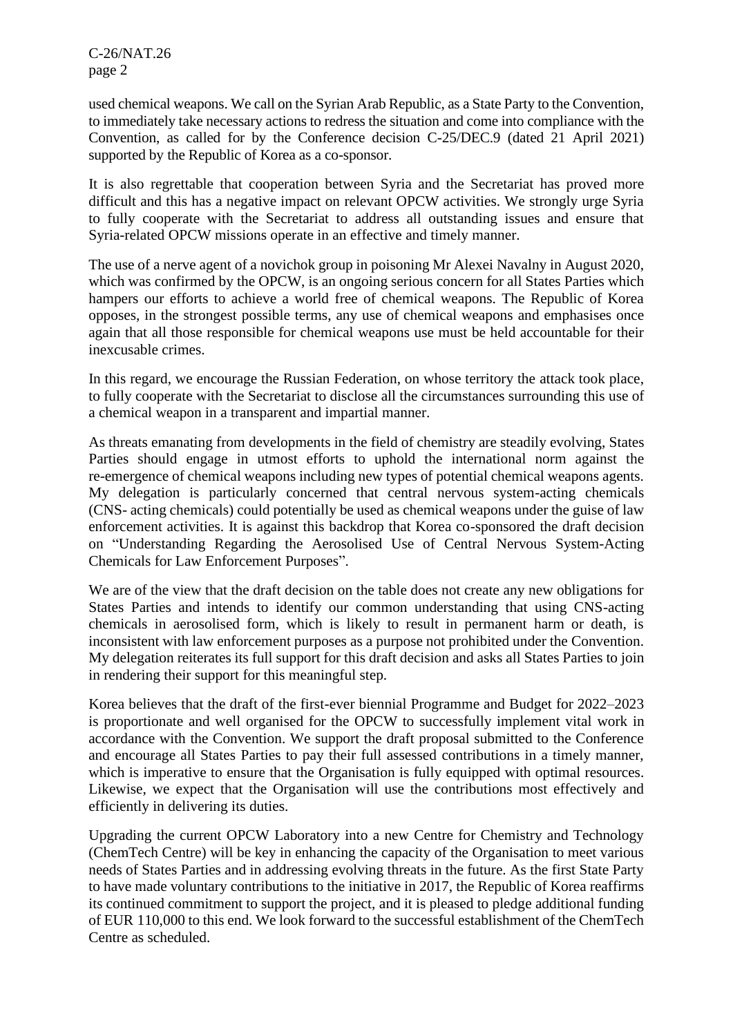used chemical weapons. We call on the Syrian Arab Republic, as a State Party to the Convention, to immediately take necessary actions to redress the situation and come into compliance with the Convention, as called for by the Conference decision C-25/DEC.9 (dated 21 April 2021) supported by the Republic of Korea as a co-sponsor.

It is also regrettable that cooperation between Syria and the Secretariat has proved more difficult and this has a negative impact on relevant OPCW activities. We strongly urge Syria to fully cooperate with the Secretariat to address all outstanding issues and ensure that Syria-related OPCW missions operate in an effective and timely manner.

The use of a nerve agent of a novichok group in poisoning Mr Alexei Navalny in August 2020, which was confirmed by the OPCW, is an ongoing serious concern for all States Parties which hampers our efforts to achieve a world free of chemical weapons. The Republic of Korea opposes, in the strongest possible terms, any use of chemical weapons and emphasises once again that all those responsible for chemical weapons use must be held accountable for their inexcusable crimes.

In this regard, we encourage the Russian Federation, on whose territory the attack took place, to fully cooperate with the Secretariat to disclose all the circumstances surrounding this use of a chemical weapon in a transparent and impartial manner.

As threats emanating from developments in the field of chemistry are steadily evolving, States Parties should engage in utmost efforts to uphold the international norm against the re-emergence of chemical weapons including new types of potential chemical weapons agents. My delegation is particularly concerned that central nervous system-acting chemicals (CNS- acting chemicals) could potentially be used as chemical weapons under the guise of law enforcement activities. It is against this backdrop that Korea co-sponsored the draft decision on "Understanding Regarding the Aerosolised Use of Central Nervous System-Acting Chemicals for Law Enforcement Purposes".

We are of the view that the draft decision on the table does not create any new obligations for States Parties and intends to identify our common understanding that using CNS-acting chemicals in aerosolised form, which is likely to result in permanent harm or death, is inconsistent with law enforcement purposes as a purpose not prohibited under the Convention. My delegation reiterates its full support for this draft decision and asks all States Parties to join in rendering their support for this meaningful step.

Korea believes that the draft of the first-ever biennial Programme and Budget for 2022–2023 is proportionate and well organised for the OPCW to successfully implement vital work in accordance with the Convention. We support the draft proposal submitted to the Conference and encourage all States Parties to pay their full assessed contributions in a timely manner, which is imperative to ensure that the Organisation is fully equipped with optimal resources. Likewise, we expect that the Organisation will use the contributions most effectively and efficiently in delivering its duties.

Upgrading the current OPCW Laboratory into a new Centre for Chemistry and Technology (ChemTech Centre) will be key in enhancing the capacity of the Organisation to meet various needs of States Parties and in addressing evolving threats in the future. As the first State Party to have made voluntary contributions to the initiative in 2017, the Republic of Korea reaffirms its continued commitment to support the project, and it is pleased to pledge additional funding of EUR 110,000 to this end. We look forward to the successful establishment of the ChemTech Centre as scheduled.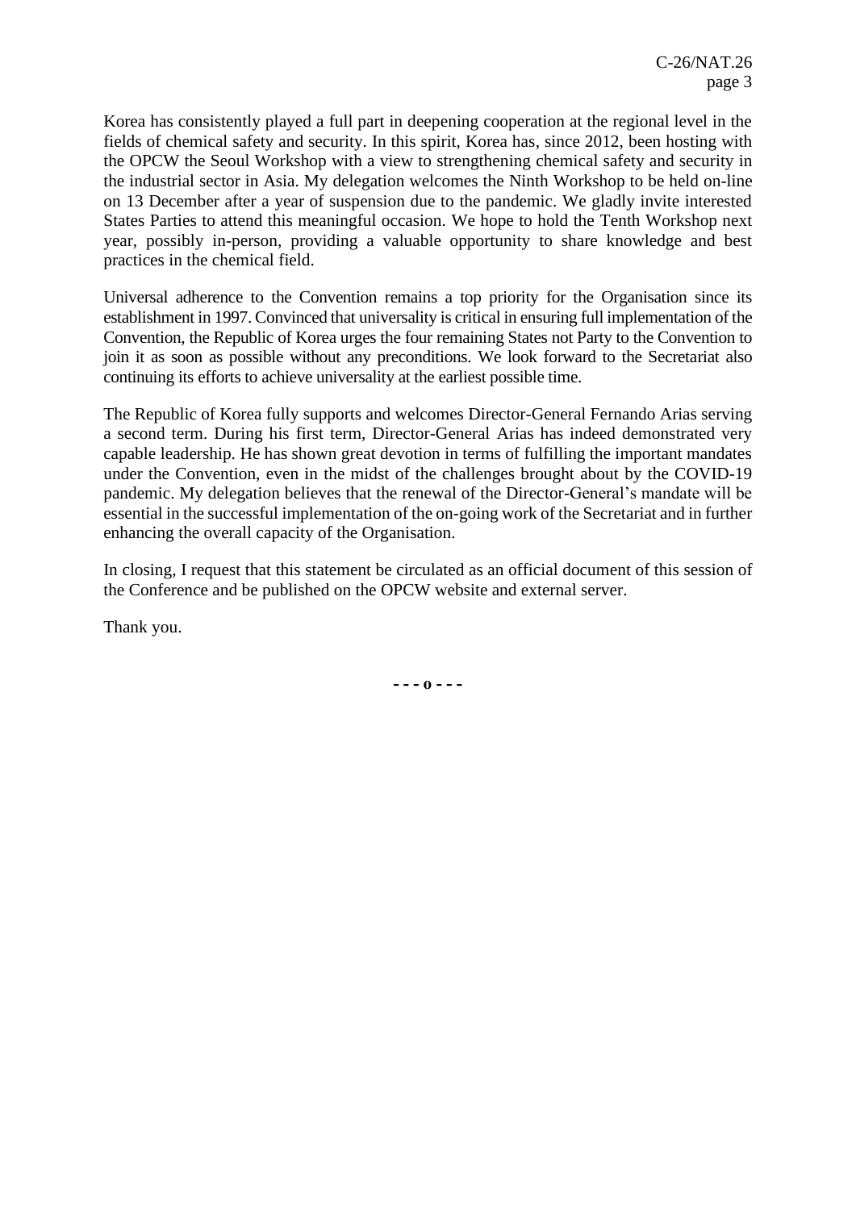Korea has consistently played a full part in deepening cooperation at the regional level in the fields of chemical safety and security. In this spirit, Korea has, since 2012, been hosting with the OPCW the Seoul Workshop with a view to strengthening chemical safety and security in the industrial sector in Asia. My delegation welcomes the Ninth Workshop to be held on-line on 13 December after a year of suspension due to the pandemic. We gladly invite interested States Parties to attend this meaningful occasion. We hope to hold the Tenth Workshop next year, possibly in-person, providing a valuable opportunity to share knowledge and best practices in the chemical field.

Universal adherence to the Convention remains a top priority for the Organisation since its establishment in 1997. Convinced that universality is critical in ensuring full implementation of the Convention, the Republic of Korea urges the four remaining States not Party to the Convention to join it as soon as possible without any preconditions. We look forward to the Secretariat also continuing its efforts to achieve universality at the earliest possible time.

The Republic of Korea fully supports and welcomes Director-General Fernando Arias serving a second term. During his first term, Director-General Arias has indeed demonstrated very capable leadership. He has shown great devotion in terms of fulfilling the important mandates under the Convention, even in the midst of the challenges brought about by the COVID-19 pandemic. My delegation believes that the renewal of the Director-General's mandate will be essential in the successful implementation of the on-going work of the Secretariat and in further enhancing the overall capacity of the Organisation.

In closing, I request that this statement be circulated as an official document of this session of the Conference and be published on the OPCW website and external server.

Thank you.

**- - - o - - -**